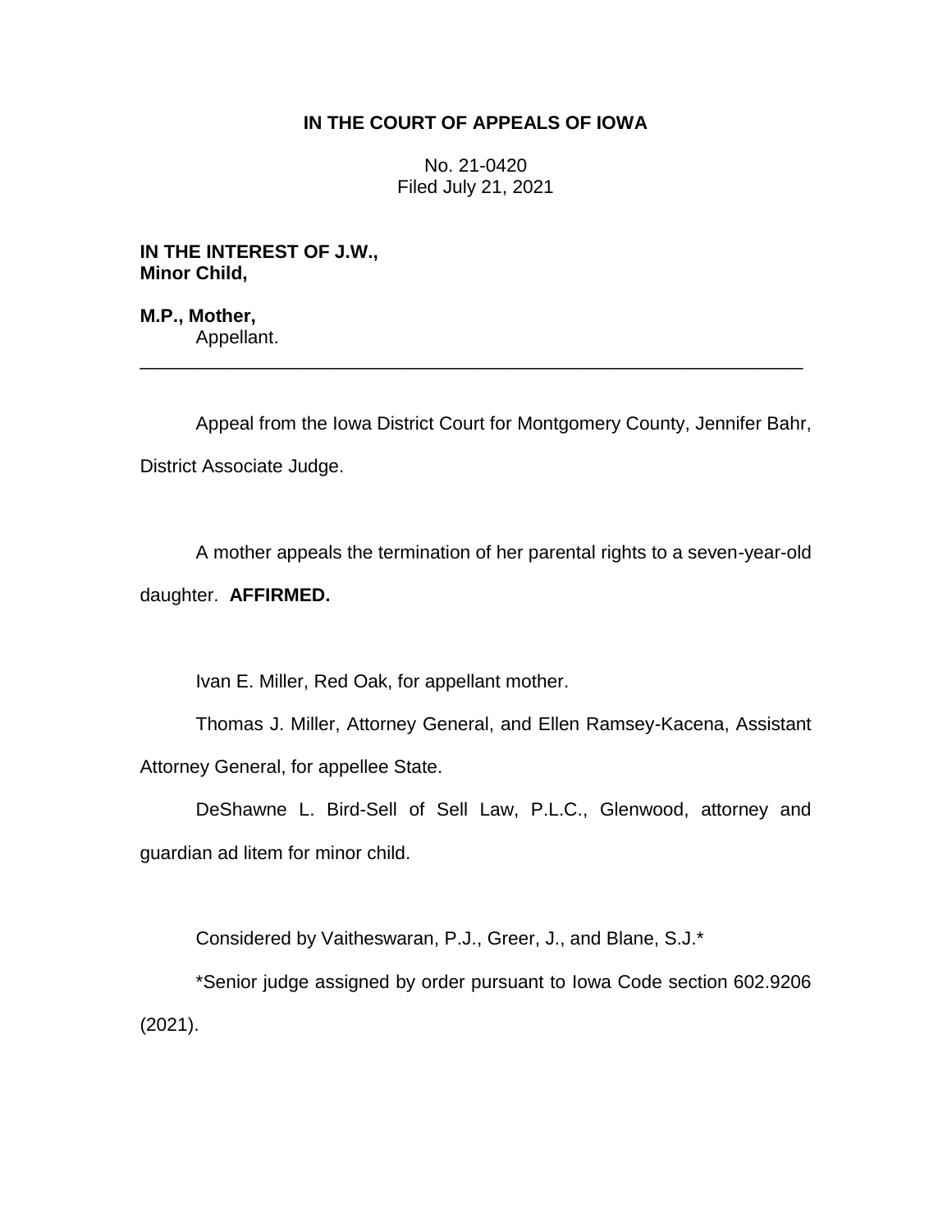# IN THE COURT OF APPEALS OF IOWA

No. 21-0420
Filed July 21, 2021

**IN THE INTEREST OF J.W., Minor Child,**

**M.P., Mother,**
Appellant.

---

Appeal from the Iowa District Court for Montgomery County, Jennifer Bahr, District Associate Judge.

A mother appeals the termination of her parental rights to a seven-year-old daughter. **AFFIRMED.**

Ivan E. Miller, Red Oak, for appellant mother.

Thomas J. Miller, Attorney General, and Ellen Ramsey-Kacena, Assistant Attorney General, for appellee State.

DeShawne L. Bird-Sell of Sell Law, P.L.C., Glenwood, attorney and guardian ad litem for minor child.

Considered by Vaitheswaran, P.J., Greer, J., and Blane, S.J.*

*Senior judge assigned by order pursuant to Iowa Code section 602.9206 (2021).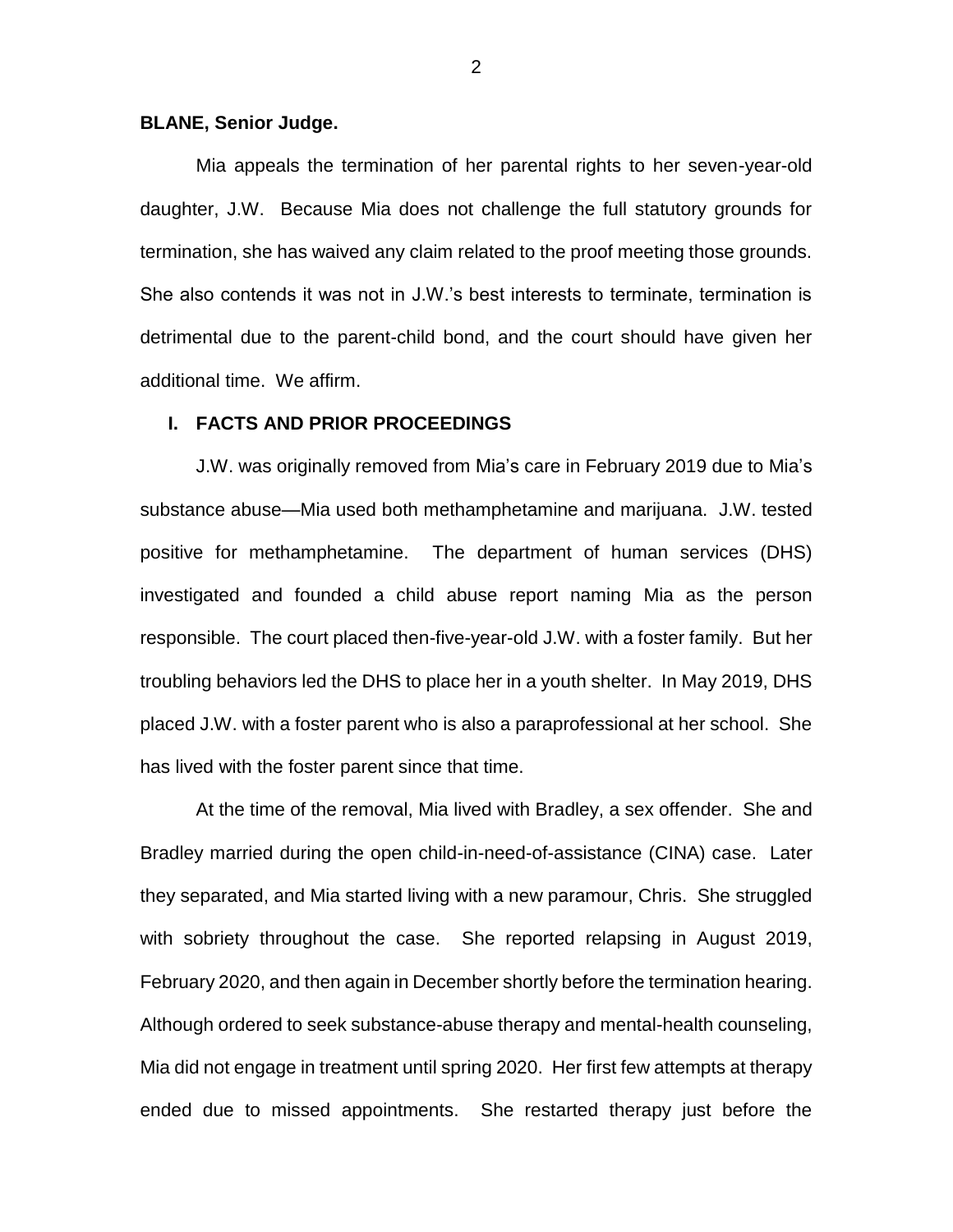**BLANE, Senior Judge.**

Mia appeals the termination of her parental rights to her seven-year-old daughter, J.W. Because Mia does not challenge the full statutory grounds for termination, she has waived any claim related to the proof meeting those grounds. She also contends it was not in J.W.'s best interests to terminate, termination is detrimental due to the parent-child bond, and the court should have given her additional time. We affirm.

## I. FACTS AND PRIOR PROCEEDINGS

J.W. was originally removed from Mia's care in February 2019 due to Mia's substance abuse—Mia used both methamphetamine and marijuana. J.W. tested positive for methamphetamine. The department of human services (DHS) investigated and founded a child abuse report naming Mia as the person responsible. The court placed then-five-year-old J.W. with a foster family. But her troubling behaviors led the DHS to place her in a youth shelter. In May 2019, DHS placed J.W. with a foster parent who is also a paraprofessional at her school. She has lived with the foster parent since that time.

At the time of the removal, Mia lived with Bradley, a sex offender. She and Bradley married during the open child-in-need-of-assistance (CINA) case. Later they separated, and Mia started living with a new paramour, Chris. She struggled with sobriety throughout the case. She reported relapsing in August 2019, February 2020, and then again in December shortly before the termination hearing. Although ordered to seek substance-abuse therapy and mental-health counseling, Mia did not engage in treatment until spring 2020. Her first few attempts at therapy ended due to missed appointments. She restarted therapy just before the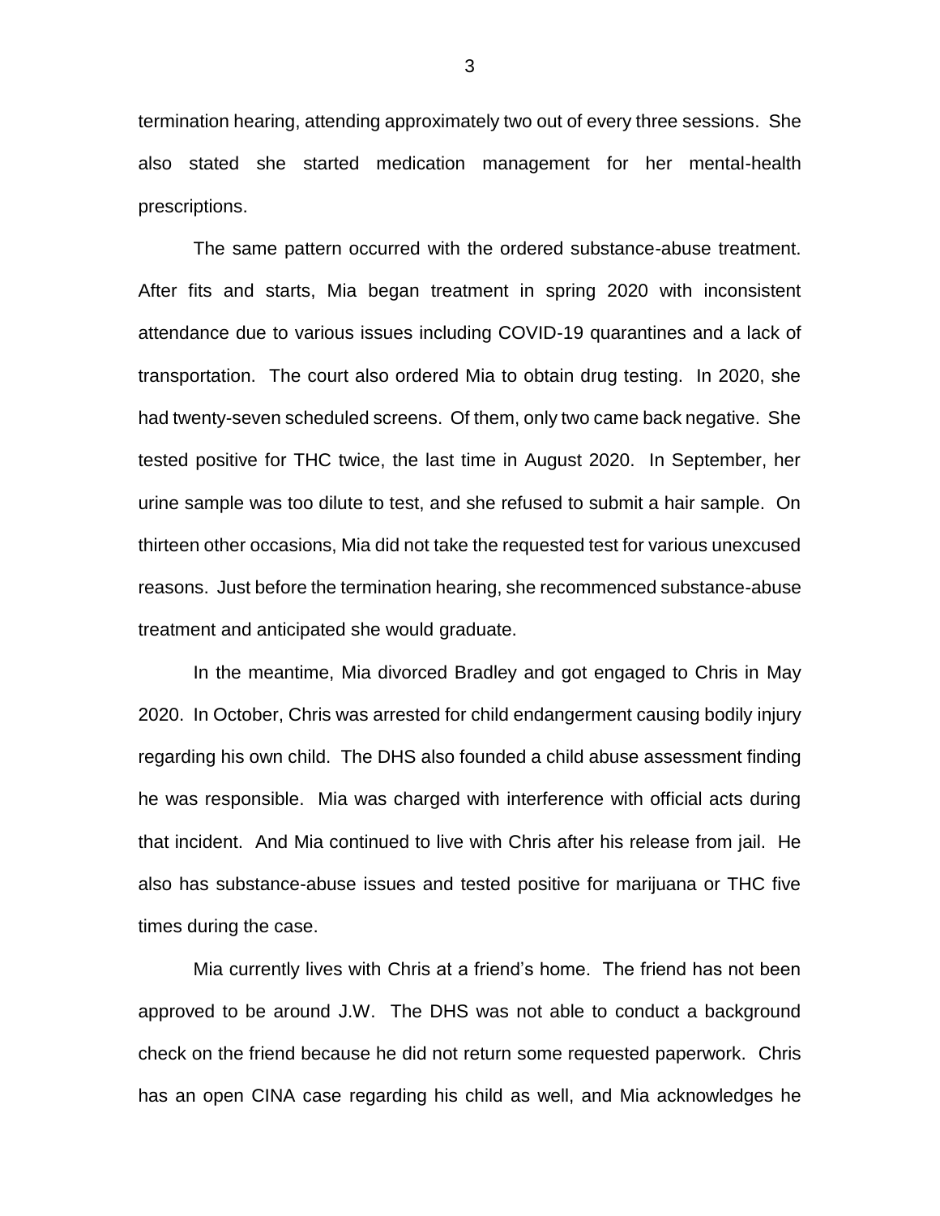termination hearing, attending approximately two out of every three sessions. She also stated she started medication management for her mental-health prescriptions.

The same pattern occurred with the ordered substance-abuse treatment. After fits and starts, Mia began treatment in spring 2020 with inconsistent attendance due to various issues including COVID-19 quarantines and a lack of transportation. The court also ordered Mia to obtain drug testing. In 2020, she had twenty-seven scheduled screens. Of them, only two came back negative. She tested positive for THC twice, the last time in August 2020. In September, her urine sample was too dilute to test, and she refused to submit a hair sample. On thirteen other occasions, Mia did not take the requested test for various unexcused reasons. Just before the termination hearing, she recommenced substance-abuse treatment and anticipated she would graduate.

In the meantime, Mia divorced Bradley and got engaged to Chris in May 2020. In October, Chris was arrested for child endangerment causing bodily injury regarding his own child. The DHS also founded a child abuse assessment finding he was responsible. Mia was charged with interference with official acts during that incident. And Mia continued to live with Chris after his release from jail. He also has substance-abuse issues and tested positive for marijuana or THC five times during the case.

Mia currently lives with Chris at a friend's home. The friend has not been approved to be around J.W. The DHS was not able to conduct a background check on the friend because he did not return some requested paperwork. Chris has an open CINA case regarding his child as well, and Mia acknowledges he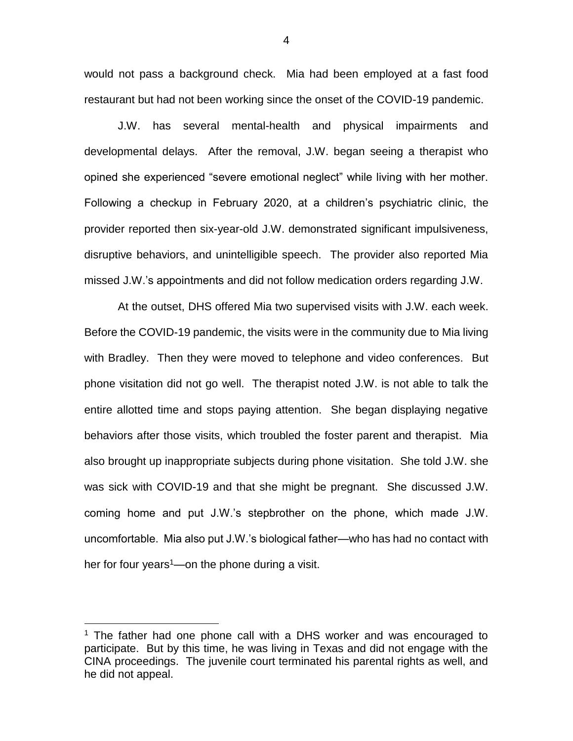would not pass a background check. Mia had been employed at a fast food restaurant but had not been working since the onset of the COVID-19 pandemic.

J.W. has several mental-health and physical impairments and developmental delays. After the removal, J.W. began seeing a therapist who opined she experienced "severe emotional neglect" while living with her mother. Following a checkup in February 2020, at a children's psychiatric clinic, the provider reported then six-year-old J.W. demonstrated significant impulsiveness, disruptive behaviors, and unintelligible speech. The provider also reported Mia missed J.W.'s appointments and did not follow medication orders regarding J.W.

At the outset, DHS offered Mia two supervised visits with J.W. each week. Before the COVID-19 pandemic, the visits were in the community due to Mia living with Bradley. Then they were moved to telephone and video conferences. But phone visitation did not go well. The therapist noted J.W. is not able to talk the entire allotted time and stops paying attention. She began displaying negative behaviors after those visits, which troubled the foster parent and therapist. Mia also brought up inappropriate subjects during phone visitation. She told J.W. she was sick with COVID-19 and that she might be pregnant. She discussed J.W. coming home and put J.W.'s stepbrother on the phone, which made J.W. uncomfortable. Mia also put J.W.'s biological father—who has had no contact with her for four years[1]—on the phone during a visit.

---

[1] The father had one phone call with a DHS worker and was encouraged to participate. But by this time, he was living in Texas and did not engage with the CINA proceedings. The juvenile court terminated his parental rights as well, and he did not appeal.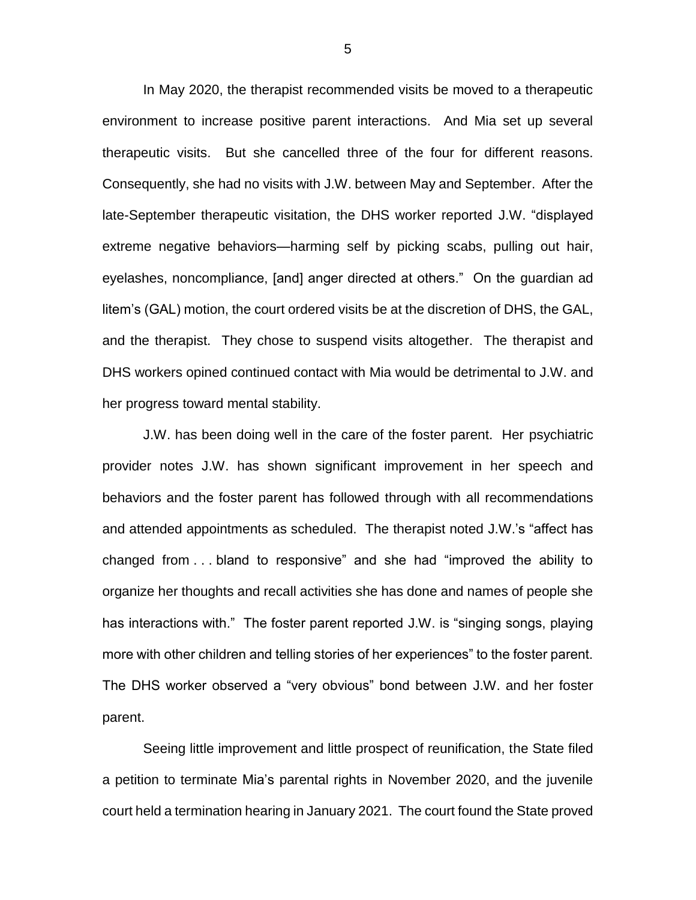In May 2020, the therapist recommended visits be moved to a therapeutic environment to increase positive parent interactions. And Mia set up several therapeutic visits. But she cancelled three of the four for different reasons. Consequently, she had no visits with J.W. between May and September. After the late-September therapeutic visitation, the DHS worker reported J.W. "displayed extreme negative behaviors—harming self by picking scabs, pulling out hair, eyelashes, noncompliance, [and] anger directed at others." On the guardian ad litem's (GAL) motion, the court ordered visits be at the discretion of DHS, the GAL, and the therapist. They chose to suspend visits altogether. The therapist and DHS workers opined continued contact with Mia would be detrimental to J.W. and her progress toward mental stability.

J.W. has been doing well in the care of the foster parent. Her psychiatric provider notes J.W. has shown significant improvement in her speech and behaviors and the foster parent has followed through with all recommendations and attended appointments as scheduled. The therapist noted J.W.'s "affect has changed from . . . bland to responsive" and she had "improved the ability to organize her thoughts and recall activities she has done and names of people she has interactions with." The foster parent reported J.W. is "singing songs, playing more with other children and telling stories of her experiences" to the foster parent. The DHS worker observed a "very obvious" bond between J.W. and her foster parent.

Seeing little improvement and little prospect of reunification, the State filed a petition to terminate Mia's parental rights in November 2020, and the juvenile court held a termination hearing in January 2021. The court found the State proved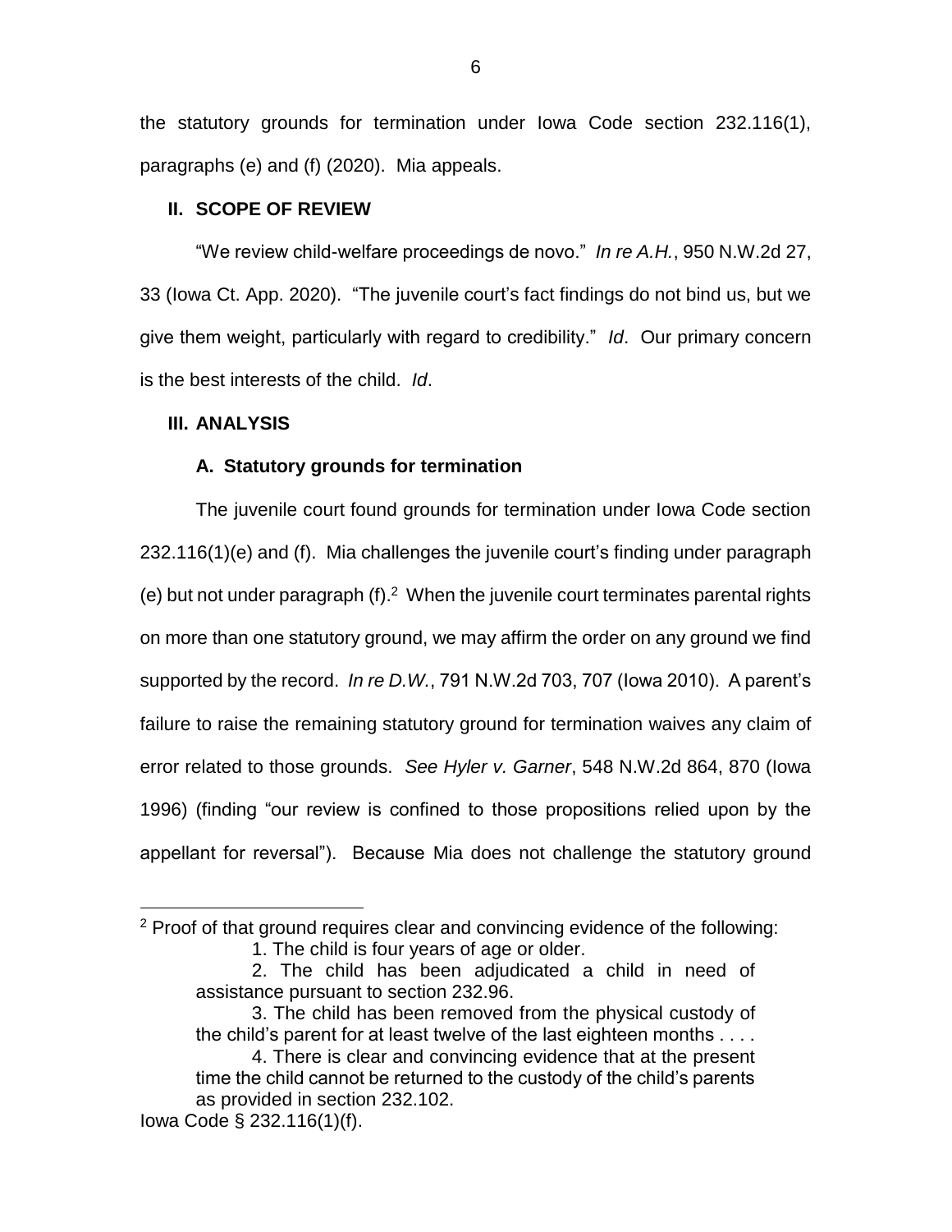the statutory grounds for termination under Iowa Code section 232.116(1), paragraphs (e) and (f) (2020). Mia appeals.

## II. SCOPE OF REVIEW

"We review child-welfare proceedings de novo." *In re A.H.*, 950 N.W.2d 27, 33 (Iowa Ct. App. 2020). "The juvenile court's fact findings do not bind us, but we give them weight, particularly with regard to credibility." *Id*. Our primary concern is the best interests of the child. *Id*.

## III. ANALYSIS

### A. Statutory grounds for termination

The juvenile court found grounds for termination under Iowa Code section 232.116(1)(e) and (f). Mia challenges the juvenile court's finding under paragraph (e) but not under paragraph (f).[2] When the juvenile court terminates parental rights on more than one statutory ground, we may affirm the order on any ground we find supported by the record. *In re D.W.*, 791 N.W.2d 703, 707 (Iowa 2010). A parent's failure to raise the remaining statutory ground for termination waives any claim of error related to those grounds. *See Hyler v. Garner*, 548 N.W.2d 864, 870 (Iowa 1996) (finding "our review is confined to those propositions relied upon by the appellant for reversal"). Because Mia does not challenge the statutory ground

---

[2] Proof of that ground requires clear and convincing evidence of the following:

> 1. The child is four years of age or older.
>
> 2. The child has been adjudicated a child in need of assistance pursuant to section 232.96.
>
> 3. The child has been removed from the physical custody of the child's parent for at least twelve of the last eighteen months . . . .
>
> 4. There is clear and convincing evidence that at the present time the child cannot be returned to the custody of the child's parents as provided in section 232.102.

Iowa Code § 232.116(1)(f).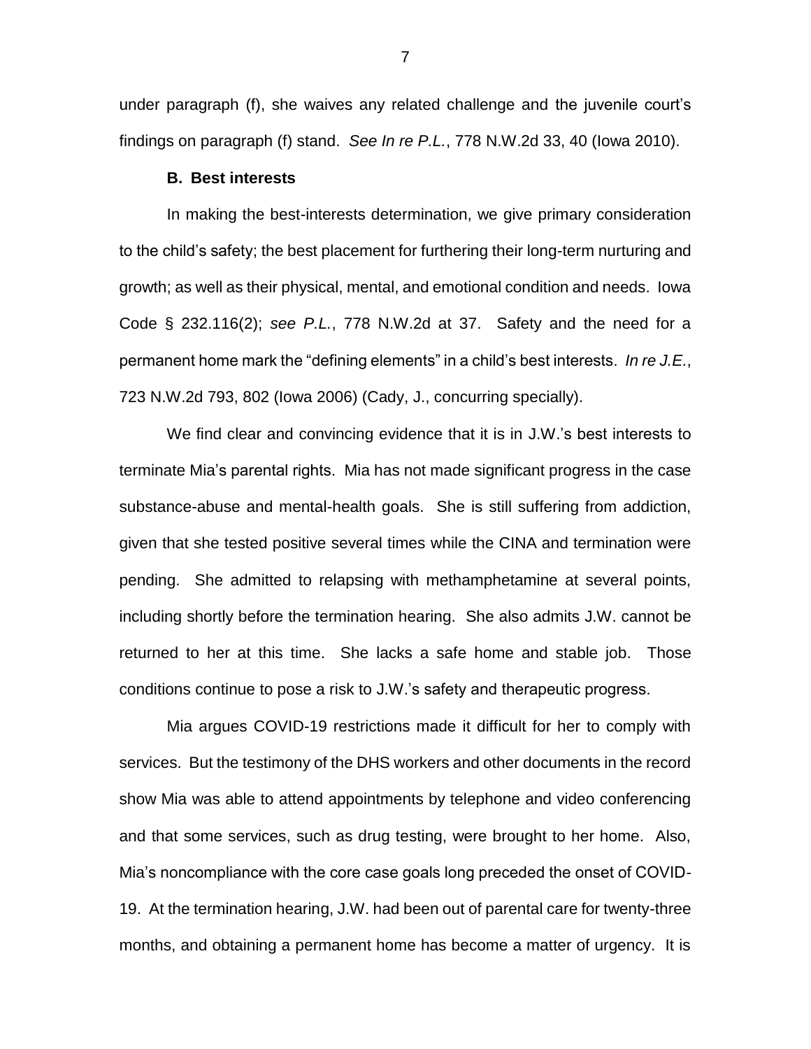under paragraph (f), she waives any related challenge and the juvenile court's findings on paragraph (f) stand. *See In re P.L.*, 778 N.W.2d 33, 40 (Iowa 2010).

### B. Best interests

In making the best-interests determination, we give primary consideration to the child's safety; the best placement for furthering their long-term nurturing and growth; as well as their physical, mental, and emotional condition and needs. Iowa Code § 232.116(2); *see P.L.*, 778 N.W.2d at 37. Safety and the need for a permanent home mark the "defining elements" in a child's best interests. *In re J.E.*, 723 N.W.2d 793, 802 (Iowa 2006) (Cady, J., concurring specially).

We find clear and convincing evidence that it is in J.W.'s best interests to terminate Mia's parental rights. Mia has not made significant progress in the case substance-abuse and mental-health goals. She is still suffering from addiction, given that she tested positive several times while the CINA and termination were pending. She admitted to relapsing with methamphetamine at several points, including shortly before the termination hearing. She also admits J.W. cannot be returned to her at this time. She lacks a safe home and stable job. Those conditions continue to pose a risk to J.W.'s safety and therapeutic progress.

Mia argues COVID-19 restrictions made it difficult for her to comply with services. But the testimony of the DHS workers and other documents in the record show Mia was able to attend appointments by telephone and video conferencing and that some services, such as drug testing, were brought to her home. Also, Mia's noncompliance with the core case goals long preceded the onset of COVID-19. At the termination hearing, J.W. had been out of parental care for twenty-three months, and obtaining a permanent home has become a matter of urgency. It is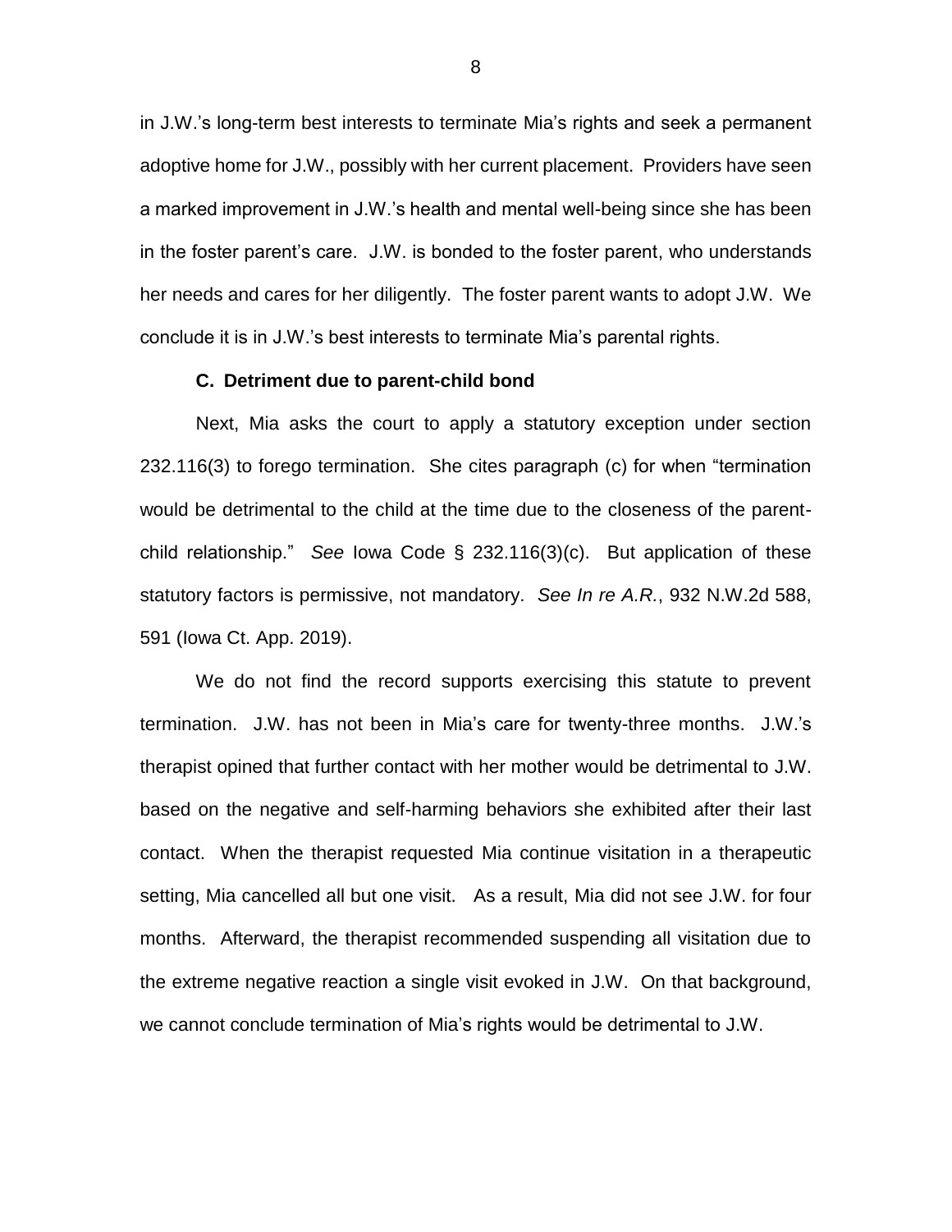in J.W.'s long-term best interests to terminate Mia's rights and seek a permanent adoptive home for J.W., possibly with her current placement. Providers have seen a marked improvement in J.W.'s health and mental well-being since she has been in the foster parent's care. J.W. is bonded to the foster parent, who understands her needs and cares for her diligently. The foster parent wants to adopt J.W. We conclude it is in J.W.'s best interests to terminate Mia's parental rights.

**C. Detriment due to parent-child bond**

Next, Mia asks the court to apply a statutory exception under section 232.116(3) to forego termination. She cites paragraph (c) for when "termination would be detrimental to the child at the time due to the closeness of the parent-child relationship." *See* Iowa Code § 232.116(3)(c). But application of these statutory factors is permissive, not mandatory. *See In re A.R.*, 932 N.W.2d 588, 591 (Iowa Ct. App. 2019).

We do not find the record supports exercising this statute to prevent termination. J.W. has not been in Mia's care for twenty-three months. J.W.'s therapist opined that further contact with her mother would be detrimental to J.W. based on the negative and self-harming behaviors she exhibited after their last contact. When the therapist requested Mia continue visitation in a therapeutic setting, Mia cancelled all but one visit. As a result, Mia did not see J.W. for four months. Afterward, the therapist recommended suspending all visitation due to the extreme negative reaction a single visit evoked in J.W. On that background, we cannot conclude termination of Mia's rights would be detrimental to J.W.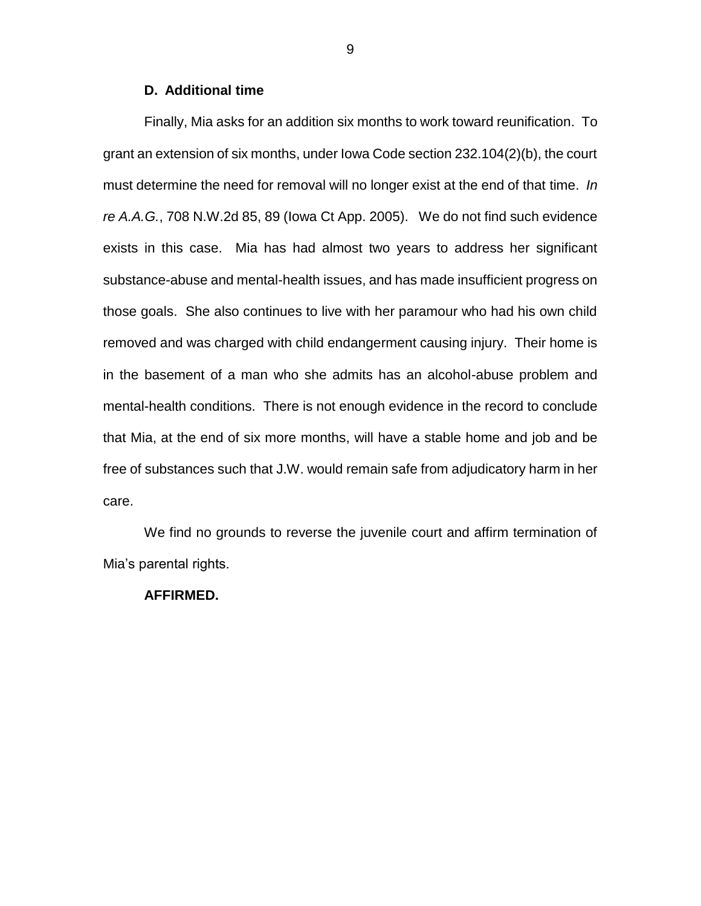### D. Additional time

Finally, Mia asks for an addition six months to work toward reunification. To grant an extension of six months, under Iowa Code section 232.104(2)(b), the court must determine the need for removal will no longer exist at the end of that time. *In re A.A.G.*, 708 N.W.2d 85, 89 (Iowa Ct App. 2005). We do not find such evidence exists in this case. Mia has had almost two years to address her significant substance-abuse and mental-health issues, and has made insufficient progress on those goals. She also continues to live with her paramour who had his own child removed and was charged with child endangerment causing injury. Their home is in the basement of a man who she admits has an alcohol-abuse problem and mental-health conditions. There is not enough evidence in the record to conclude that Mia, at the end of six more months, will have a stable home and job and be free of substances such that J.W. would remain safe from adjudicatory harm in her care.

We find no grounds to reverse the juvenile court and affirm termination of Mia's parental rights.

**AFFIRMED.**